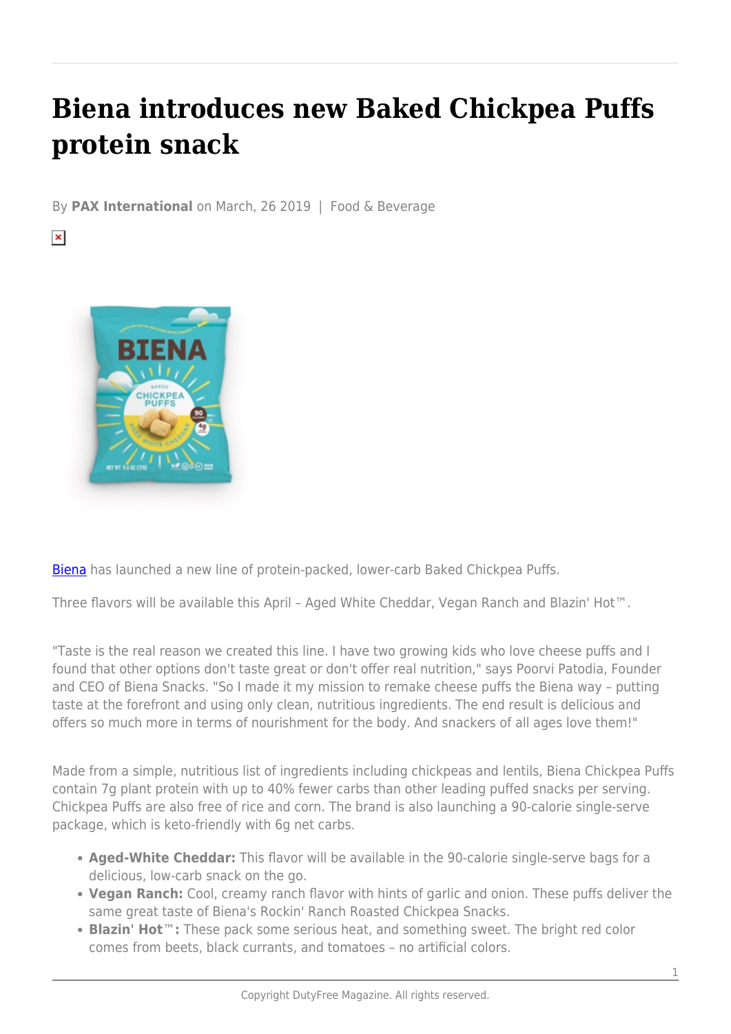# Biena introduces new Baked Chickpea Puffs protein snack

By **PAX International** on March, 26 2019 | Food & Beverage

Biena has launched a new line of protein-packed, lower-carb Baked Chickpea Puffs.

Three flavors will be available this April – Aged White Cheddar, Vegan Ranch and Blazin' Hot™.

"Taste is the real reason we created this line. I have two growing kids who love cheese puffs and I found that other options don't taste great or don't offer real nutrition," says Poorvi Patodia, Founder and CEO of Biena Snacks. "So I made it my mission to remake cheese puffs the Biena way – putting taste at the forefront and using only clean, nutritious ingredients. The end result is delicious and offers so much more in terms of nourishment for the body. And snackers of all ages love them!"

Made from a simple, nutritious list of ingredients including chickpeas and lentils, Biena Chickpea Puffs contain 7g plant protein with up to 40% fewer carbs than other leading puffed snacks per serving. Chickpea Puffs are also free of rice and corn. The brand is also launching a 90-calorie single-serve package, which is keto-friendly with 6g net carbs.

- **Aged-White Cheddar:** This flavor will be available in the 90-calorie single-serve bags for a delicious, low-carb snack on the go.
- **Vegan Ranch:** Cool, creamy ranch flavor with hints of garlic and onion. These puffs deliver the same great taste of Biena's Rockin' Ranch Roasted Chickpea Snacks.
- **Blazin' Hot™:** These pack some serious heat, and something sweet. The bright red color comes from beets, black currants, and tomatoes – no artificial colors.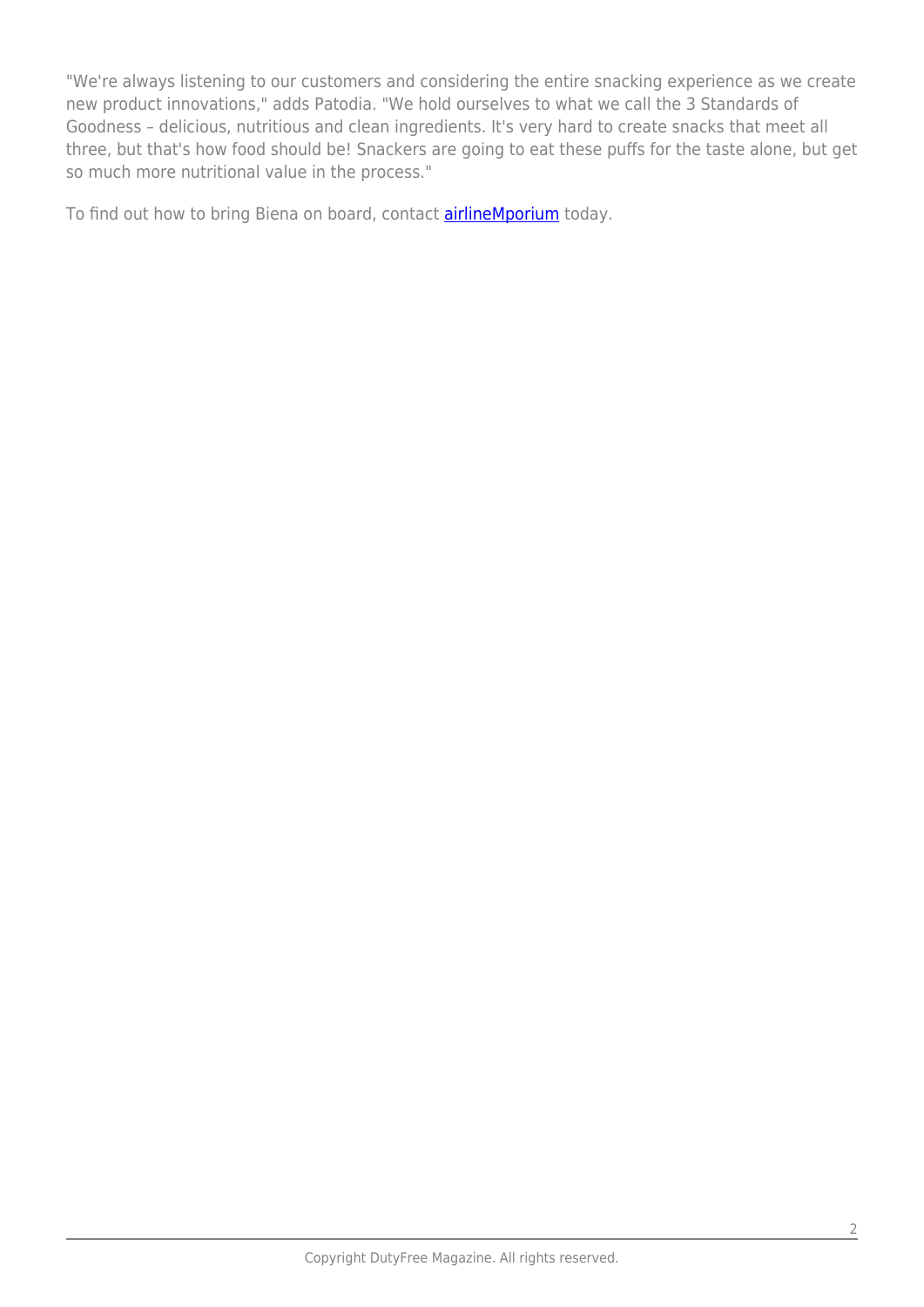"We're always listening to our customers and considering the entire snacking experience as we create new product innovations," adds Patodia. "We hold ourselves to what we call the 3 Standards of Goodness – delicious, nutritious and clean ingredients. It's very hard to create snacks that meet all three, but that's how food should be! Snackers are going to eat these puffs for the taste alone, but get so much more nutritional value in the process."

To find out how to bring Biena on board, contact airlineMporium today.